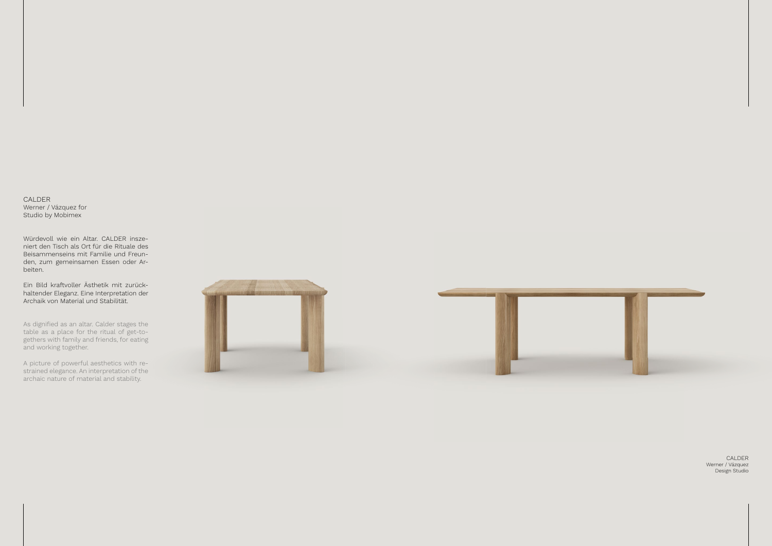CALDER
Werner / Vázquez for
Studio by Mobimex

Würdevoll wie ein Altar. CALDER inszeniert den Tisch als Ort für die Rituale des Beisammenseins mit Familie und Freunden, zum gemeinsamen Essen oder Arbeiten.

Ein Bild kraftvoller Ästhetik mit zurückhaltender Eleganz. Eine Interpretation der Archaik von Material und Stabilität.

As dignified as an altar. Calder stages the table as a place for the ritual of get-togethers with family and friends, for eating and working together.

A picture of powerful aesthetics with restrained elegance. An interpretation of the archaic nature of material and stability.

CALDER
Werner / Vázquez
Design Studio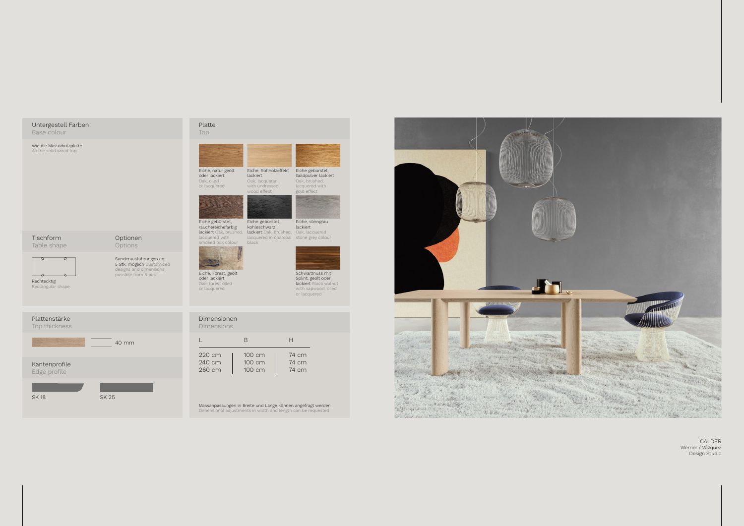## Untergestell Farben
Base colour

Wie die Massivholzplatte
As the solid wood top

## Tischform
Table shape

Rechtecktig
Rectangular shape

## Optionen
Options

Sonderausführungen ab 5 Stk. möglich Customized designs and dimensions possible from 5 pcs.

## Platte
Top

Eiche, natur geölt oder lackiert
Oak, oiled or lacquered

Eiche, Rohholzeffekt lackiert
Oak, lacquered with undressed wood effect

Eiche gebürstet, Goldpulver lackiert
Oak, brushed, lacquered with gold effect

Eiche gebürstet, räuchereichefarbig lackiert Oak, brushed, lacquered with smoked oak colour

Eiche gebürstet, kohleschwarz lackiert Oak, brushed, lacquered in charcoal black

Eiche, steingrau lackiert
Oak, lacquered stone grey colour

Eiche, Forest, geölt oder lackiert
Oak, forest oiled or lacquered

Schwarznuss mit Splint, geölt oder lackiert Black walnut with sapwood, oiled or lacquered

## Plattenstärke
Top thickness

40 mm

## Kantenprofile
Edge profile

SK 18

SK 25

## Dimensionen
Dimensions

| L | B | H |
|---|---|---|
| 220 cm | 100 cm | 74 cm |
| 240 cm | 100 cm | 74 cm |
| 260 cm | 100 cm | 74 cm |

Massanpassungen in Breite und Länge können angefragt werden
Dimensional adjustments in width and length can be requested

CALDER
Werner / Vázquez
Design Studio